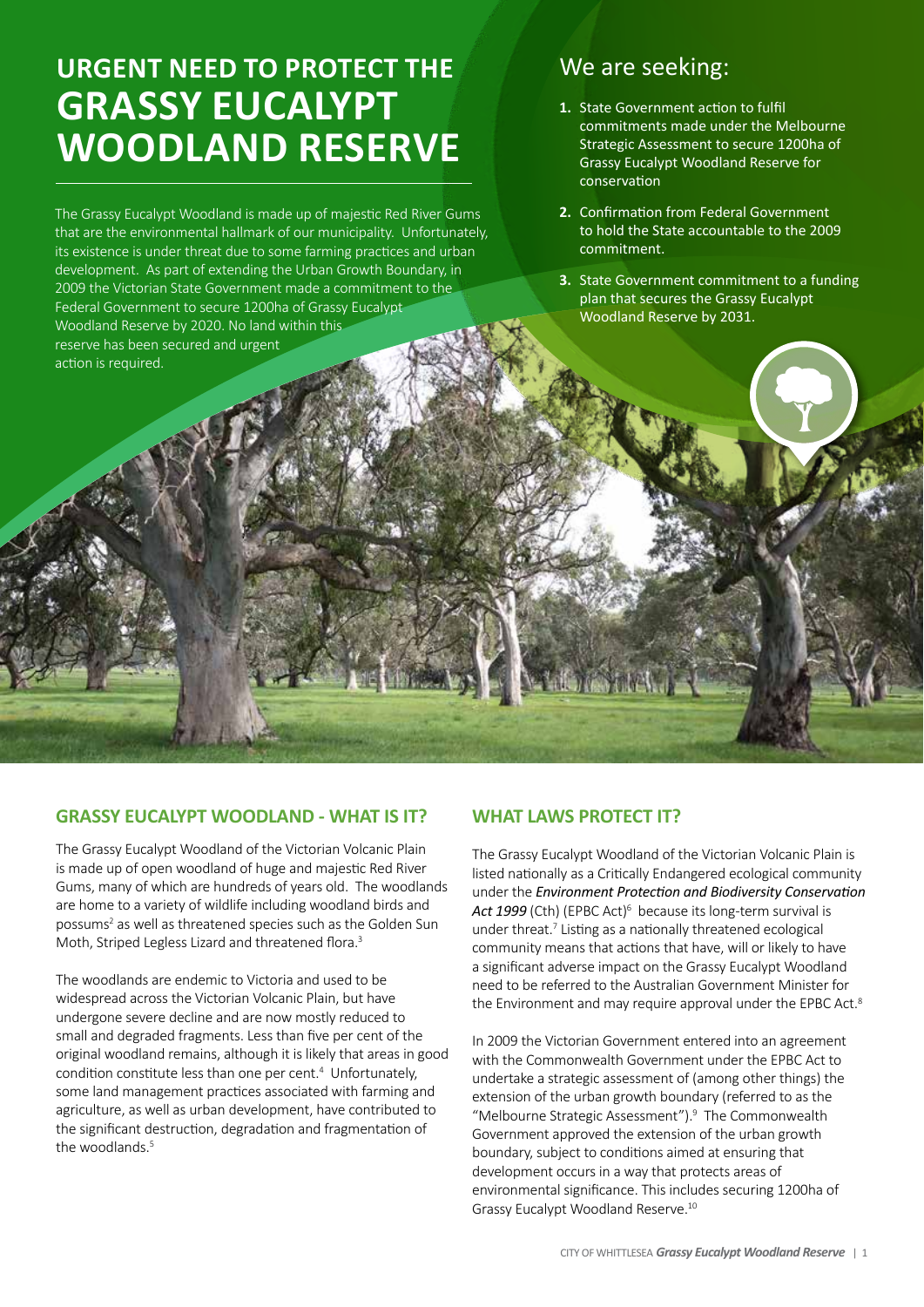# URGENT NEED TO PROTECT THE GRASSY EUCALYPT WOODLAND RESERVE

The Grassy Eucalypt Woodland is made up of majestic Red River Gums that are the environmental hallmark of our municipality. Unfortunately, its existence is under threat due to some farming practices and urban development. As part of extending the Urban Growth Boundary, in 2009 the Victorian State Government made a commitment to the Federal Government to secure 1200ha of Grassy Eucalypt Woodland Reserve by 2020. No land within this reserve has been secured and urgent action is required.

## We are seeking:

1. State Government action to fulfil commitments made under the Melbourne Strategic Assessment to secure 1200ha of Grassy Eucalypt Woodland Reserve for conservation
2. Confirmation from Federal Government to hold the State accountable to the 2009 commitment.
3. State Government commitment to a funding plan that secures the Grassy Eucalypt Woodland Reserve by 2031.

### GRASSY EUCALYPT WOODLAND - WHAT IS IT?

The Grassy Eucalypt Woodland of the Victorian Volcanic Plain is made up of open woodland of huge and majestic Red River Gums, many of which are hundreds of years old. The woodlands are home to a variety of wildlife including woodland birds and possums[2] as well as threatened species such as the Golden Sun Moth, Striped Legless Lizard and threatened flora.[3]

The woodlands are endemic to Victoria and used to be widespread across the Victorian Volcanic Plain, but have undergone severe decline and are now mostly reduced to small and degraded fragments. Less than five per cent of the original woodland remains, although it is likely that areas in good condition constitute less than one per cent.[4] Unfortunately, some land management practices associated with farming and agriculture, as well as urban development, have contributed to the significant destruction, degradation and fragmentation of the woodlands.[5]

### WHAT LAWS PROTECT IT?

The Grassy Eucalypt Woodland of the Victorian Volcanic Plain is listed nationally as a Critically Endangered ecological community under the ***Environment Protection and Biodiversity Conservation Act 1999*** (Cth) (EPBC Act)[6] because its long-term survival is under threat.[7] Listing as a nationally threatened ecological community means that actions that have, will or likely to have a significant adverse impact on the Grassy Eucalypt Woodland need to be referred to the Australian Government Minister for the Environment and may require approval under the EPBC Act.[8]

In 2009 the Victorian Government entered into an agreement with the Commonwealth Government under the EPBC Act to undertake a strategic assessment of (among other things) the extension of the urban growth boundary (referred to as the "Melbourne Strategic Assessment").[9] The Commonwealth Government approved the extension of the urban growth boundary, subject to conditions aimed at ensuring that development occurs in a way that protects areas of environmental significance. This includes securing 1200ha of Grassy Eucalypt Woodland Reserve.[10]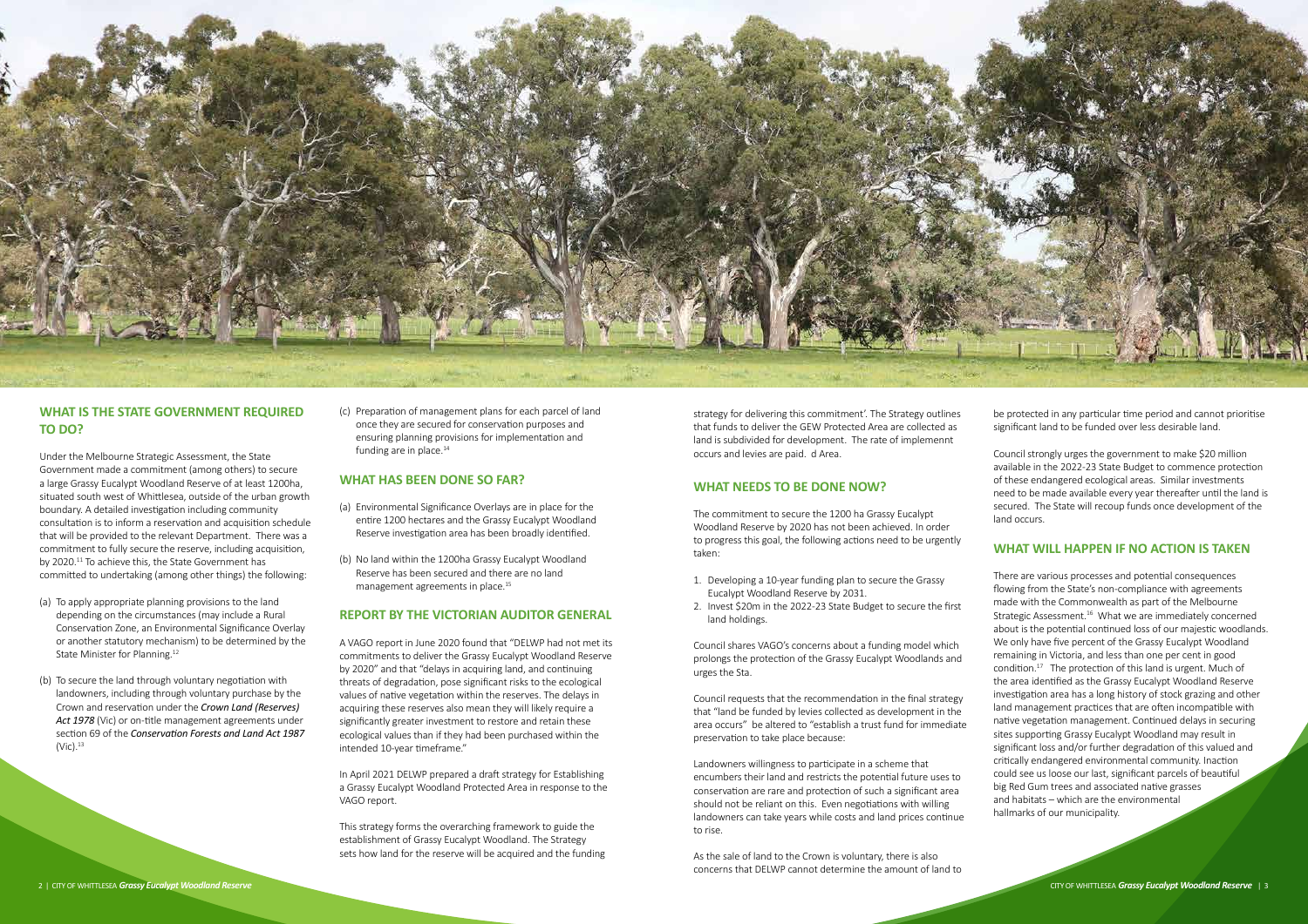## WHAT IS THE STATE GOVERNMENT REQUIRED TO DO?

Under the Melbourne Strategic Assessment, the State Government made a commitment (among others) to secure a large Grassy Eucalypt Woodland Reserve of at least 1200ha, situated south west of Whittlesea, outside of the urban growth boundary. A detailed investigation including community consultation is to inform a reservation and acquisition schedule that will be provided to the relevant Department. There was a commitment to fully secure the reserve, including acquisition, by 2020.[11] To achieve this, the State Government has committed to undertaking (among other things) the following:

(a) To apply appropriate planning provisions to the land depending on the circumstances (may include a Rural Conservation Zone, an Environmental Significance Overlay or another statutory mechanism) to be determined by the State Minister for Planning.[12]

(b) To secure the land through voluntary negotiation with landowners, including through voluntary purchase by the Crown and reservation under the *Crown Land (Reserves) Act 1978* (Vic) or on-title management agreements under section 69 of the *Conservation Forests and Land Act 1987* (Vic).[13]

(c) Preparation of management plans for each parcel of land once they are secured for conservation purposes and ensuring planning provisions for implementation and funding are in place.[14]

## WHAT HAS BEEN DONE SO FAR?

(a) Environmental Significance Overlays are in place for the entire 1200 hectares and the Grassy Eucalypt Woodland Reserve investigation area has been broadly identified.

(b) No land within the 1200ha Grassy Eucalypt Woodland Reserve has been secured and there are no land management agreements in place.[15]

## REPORT BY THE VICTORIAN AUDITOR GENERAL

A VAGO report in June 2020 found that "DELWP had not met its commitments to deliver the Grassy Eucalypt Woodland Reserve by 2020" and that "delays in acquiring land, and continuing threats of degradation, pose significant risks to the ecological values of native vegetation within the reserves. The delays in acquiring these reserves also mean they will likely require a significantly greater investment to restore and retain these ecological values than if they had been purchased within the intended 10-year timeframe."

In April 2021 DELWP prepared a draft strategy for Establishing a Grassy Eucalypt Woodland Protected Area in response to the VAGO report.

This strategy forms the overarching framework to guide the establishment of Grassy Eucalypt Woodland. The Strategy sets how land for the reserve will be acquired and the funding strategy for delivering this commitment'. The Strategy outlines that funds to deliver the GEW Protected Area are collected as land is subdivided for development. The rate of implemennt occurs and levies are paid. d Area.

## WHAT NEEDS TO BE DONE NOW?

The commitment to secure the 1200 ha Grassy Eucalypt Woodland Reserve by 2020 has not been achieved. In order to progress this goal, the following actions need to be urgently taken:

1. Developing a 10-year funding plan to secure the Grassy Eucalypt Woodland Reserve by 2031.
2. Invest $20m in the 2022-23 State Budget to secure the first land holdings.

Council shares VAGO's concerns about a funding model which prolongs the protection of the Grassy Eucalypt Woodlands and urges the Sta.

Council requests that the recommendation in the final strategy that "land be funded by levies collected as development in the area occurs" be altered to "establish a trust fund for immediate preservation to take place because:

Landowners willingness to participate in a scheme that encumbers their land and restricts the potential future uses to conservation are rare and protection of such a significant area should not be reliant on this. Even negotiations with willing landowners can take years while costs and land prices continue to rise.

As the sale of land to the Crown is voluntary, there is also concerns that DELWP cannot determine the amount of land to be protected in any particular time period and cannot prioritise significant land to be funded over less desirable land.

Council strongly urges the government to make $20 million available in the 2022-23 State Budget to commence protection of these endangered ecological areas. Similar investments need to be made available every year thereafter until the land is secured. The State will recoup funds once development of the land occurs.

## WHAT WILL HAPPEN IF NO ACTION IS TAKEN

There are various processes and potential consequences flowing from the State's non-compliance with agreements made with the Commonwealth as part of the Melbourne Strategic Assessment.[16] What we are immediately concerned about is the potential continued loss of our majestic woodlands. We only have five percent of the Grassy Eucalypt Woodland remaining in Victoria, and less than one per cent in good condition.[17] The protection of this land is urgent. Much of the area identified as the Grassy Eucalypt Woodland Reserve investigation area has a long history of stock grazing and other land management practices that are often incompatible with native vegetation management. Continued delays in securing sites supporting Grassy Eucalypt Woodland may result in significant loss and/or further degradation of this valued and critically endangered environmental community. Inaction could see us loose our last, significant parcels of beautiful big Red Gum trees and associated native grasses and habitats – which are the environmental hallmarks of our municipality.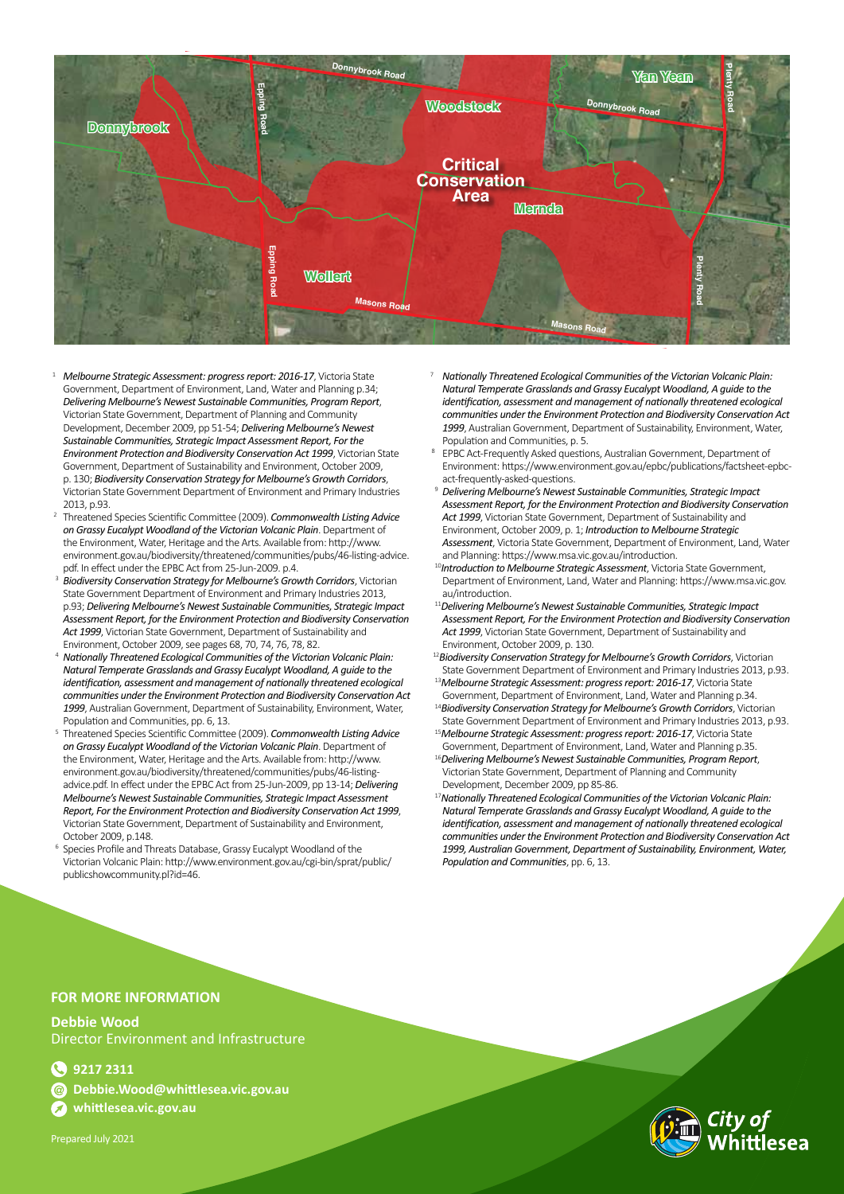Donnybrook Road

Yan Yean

Plenty Road

Woodstock

Donnybrook Road

Epping Road

Donnybrook

Critical Conservation Area

Mernda

Epping Road

Wollert

Plenty Road

Masons Road

Masons Road

1 *Melbourne Strategic Assessment: progress report: 2016-17*, Victoria State Government, Department of Environment, Land, Water and Planning p.34; *Delivering Melbourne's Newest Sustainable Communities, Program Report*, Victorian State Government, Department of Planning and Community Development, December 2009, pp 51-54; *Delivering Melbourne's Newest Sustainable Communities, Strategic Impact Assessment Report, For the Environment Protection and Biodiversity Conservation Act 1999*, Victorian State Government, Department of Sustainability and Environment, October 2009, p. 130; *Biodiversity Conservation Strategy for Melbourne's Growth Corridors*, Victorian State Government Department of Environment and Primary Industries 2013, p.93.

2 Threatened Species Scientific Committee (2009). *Commonwealth Listing Advice on Grassy Eucalypt Woodland of the Victorian Volcanic Plain*. Department of the Environment, Water, Heritage and the Arts. Available from: http://www.environment.gov.au/biodiversity/threatened/communities/pubs/46-listing-advice.pdf. In effect under the EPBC Act from 25-Jun-2009. p.4.

3 *Biodiversity Conservation Strategy for Melbourne's Growth Corridors*, Victorian State Government Department of Environment and Primary Industries 2013, p.93; *Delivering Melbourne's Newest Sustainable Communities, Strategic Impact Assessment Report, for the Environment Protection and Biodiversity Conservation Act 1999*, Victorian State Government, Department of Sustainability and Environment, October 2009, see pages 68, 70, 74, 76, 78, 82.

4 *Nationally Threatened Ecological Communities of the Victorian Volcanic Plain: Natural Temperate Grasslands and Grassy Eucalypt Woodland, A guide to the identification, assessment and management of nationally threatened ecological communities under the Environment Protection and Biodiversity Conservation Act 1999*, Australian Government, Department of Sustainability, Environment, Water, Population and Communities, pp. 6, 13.

5 Threatened Species Scientific Committee (2009). *Commonwealth Listing Advice on Grassy Eucalypt Woodland of the Victorian Volcanic Plain*. Department of the Environment, Water, Heritage and the Arts. Available from: http://www.environment.gov.au/biodiversity/threatened/communities/pubs/46-listing-advice.pdf. In effect under the EPBC Act from 25-Jun-2009, pp 13-14; *Delivering Melbourne's Newest Sustainable Communities, Strategic Impact Assessment Report, For the Environment Protection and Biodiversity Conservation Act 1999*, Victorian State Government, Department of Sustainability and Environment, October 2009, p.148.

6 Species Profile and Threats Database, Grassy Eucalypt Woodland of the Victorian Volcanic Plain: http://www.environment.gov.au/cgi-bin/sprat/public/publicshowcommunity.pl?id=46.

7 *Nationally Threatened Ecological Communities of the Victorian Volcanic Plain: Natural Temperate Grasslands and Grassy Eucalypt Woodland, A guide to the identification, assessment and management of nationally threatened ecological communities under the Environment Protection and Biodiversity Conservation Act 1999*, Australian Government, Department of Sustainability, Environment, Water, Population and Communities, p. 5.

8 EPBC Act-Frequently Asked questions, Australian Government, Department of Environment: https://www.environment.gov.au/epbc/publications/factsheet-epbc-act-frequently-asked-questions.

9 *Delivering Melbourne's Newest Sustainable Communities, Strategic Impact Assessment Report, for the Environment Protection and Biodiversity Conservation Act 1999*, Victorian State Government, Department of Sustainability and Environment, October 2009, p. 1; *Introduction to Melbourne Strategic Assessment*, Victoria State Government, Department of Environment, Land, Water and Planning: https://www.msa.vic.gov.au/introduction.

10 *Introduction to Melbourne Strategic Assessment*, Victoria State Government, Department of Environment, Land, Water and Planning: https://www.msa.vic.gov.au/introduction.

11 *Delivering Melbourne's Newest Sustainable Communities, Strategic Impact Assessment Report, For the Environment Protection and Biodiversity Conservation Act 1999*, Victorian State Government, Department of Sustainability and Environment, October 2009, p. 130.

12 *Biodiversity Conservation Strategy for Melbourne's Growth Corridors*, Victorian State Government Department of Environment and Primary Industries 2013, p.93.

13 *Melbourne Strategic Assessment: progress report: 2016-17*, Victoria State Government, Department of Environment, Land, Water and Planning p.34.

14 *Biodiversity Conservation Strategy for Melbourne's Growth Corridors*, Victorian State Government Department of Environment and Primary Industries 2013, p.93.

15 *Melbourne Strategic Assessment: progress report: 2016-17*, Victoria State Government, Department of Environment, Land, Water and Planning p.35.

16 *Delivering Melbourne's Newest Sustainable Communities, Program Report*, Victorian State Government, Department of Planning and Community Development, December 2009, pp 85-86.

17 *Nationally Threatened Ecological Communities of the Victorian Volcanic Plain: Natural Temperate Grasslands and Grassy Eucalypt Woodland, A guide to the identification, assessment and management of nationally threatened ecological communities under the Environment Protection and Biodiversity Conservation Act 1999, Australian Government, Department of Sustainability, Environment, Water, Population and Communities*, pp. 6, 13.

## FOR MORE INFORMATION

**Debbie Wood**
Director Environment and Infrastructure

**9217 2311**

**Debbie.Wood@whittlesea.vic.gov.au**

**whittlesea.vic.gov.au**

Prepared July 2021

City of Whittlesea